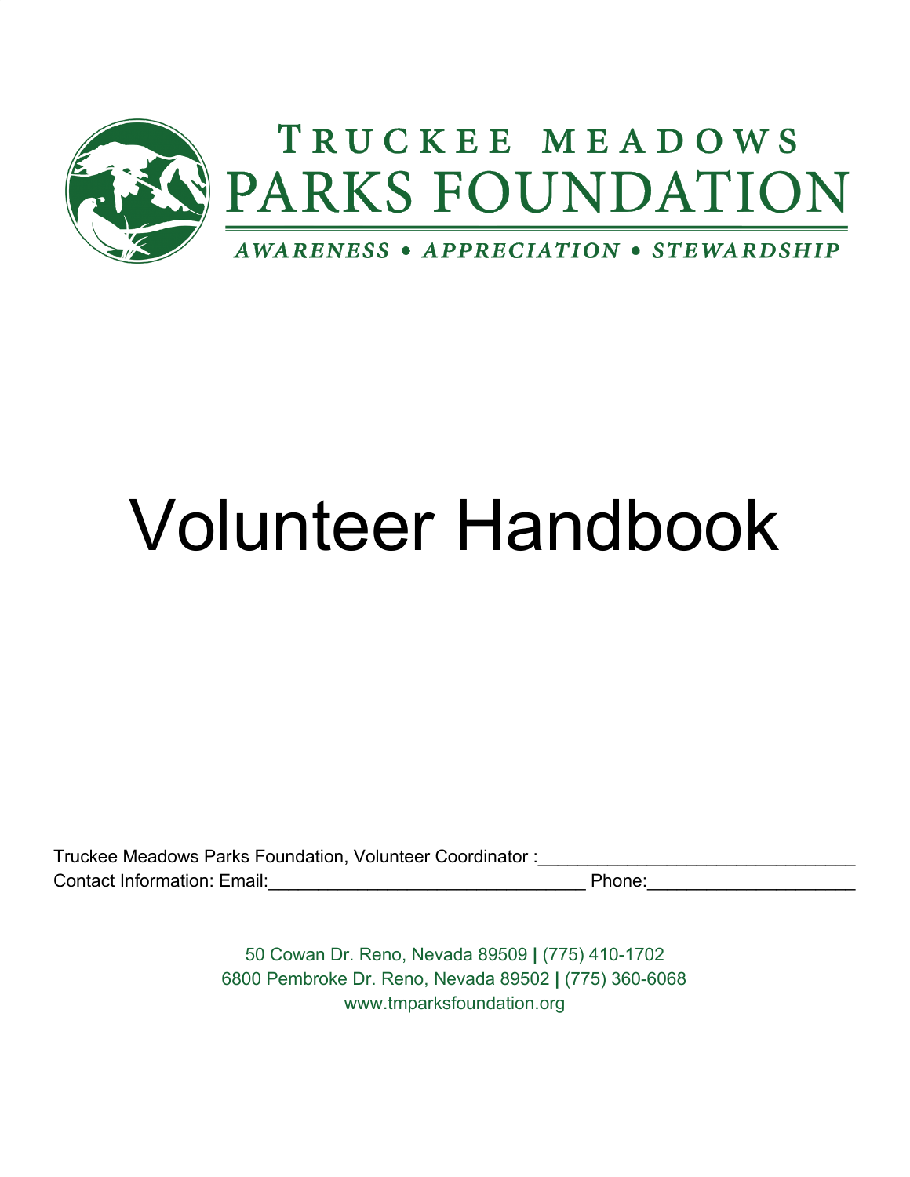TRUCKEE MEADOWS

PARKS FOUNDATION

*AWARENESS • APPRECIATION • STEWARDSHIP*

# Volunteer Handbook

Truckee Meadows Parks Foundation, Volunteer Coordinator :_______________________________
Contact Information: Email:_______________________________ Phone:____________________

50 Cowan Dr. Reno, Nevada 89509 | (775) 410-1702
6800 Pembroke Dr. Reno, Nevada 89502 | (775) 360-6068
www.tmparksfoundation.org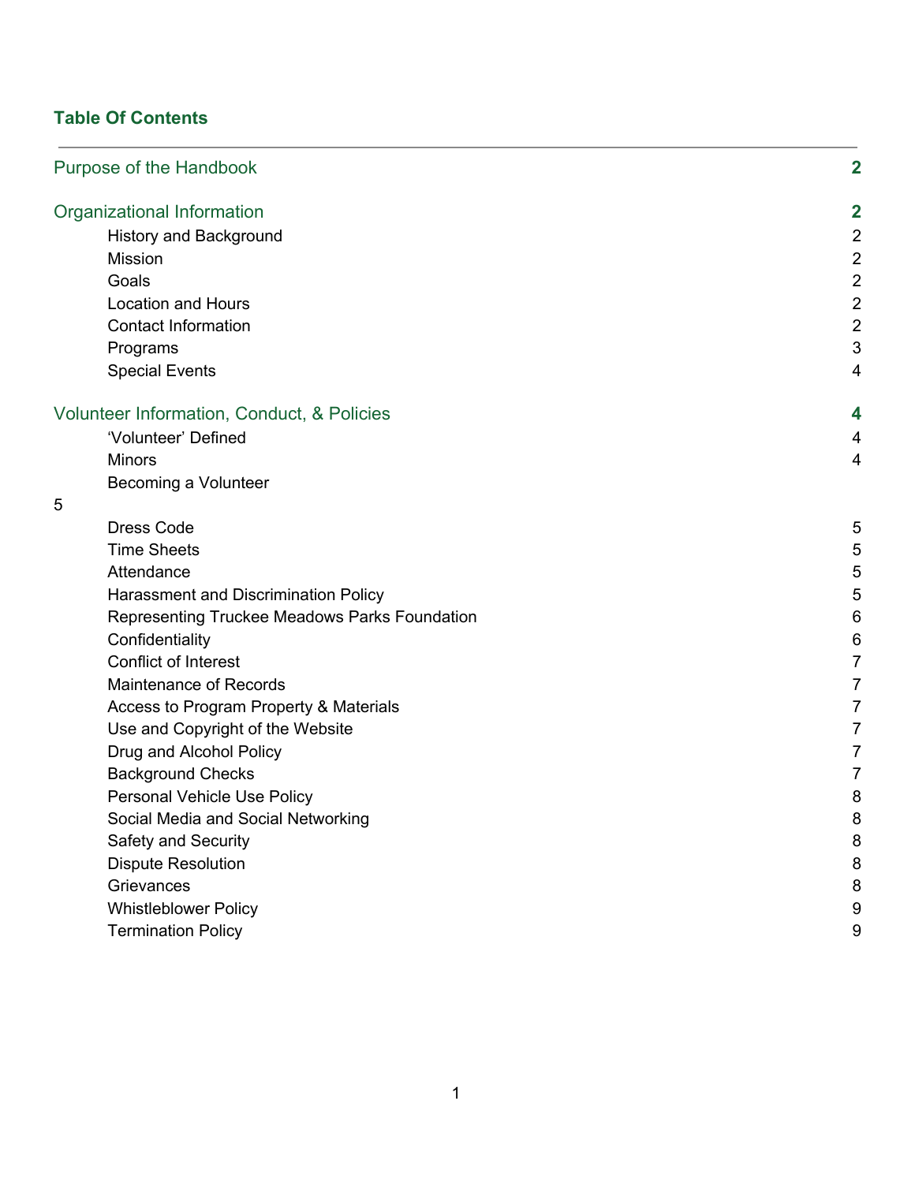## Table Of Contents

| | |
|---|---|
| **Purpose of the Handbook** | **2** |
| **Organizational Information** | **2** |
| History and Background | 2 |
| Mission | 2 |
| Goals | 2 |
| Location and Hours | 2 |
| Contact Information | 2 |
| Programs | 3 |
| Special Events | 4 |
| **Volunteer Information, Conduct, & Policies** | **4** |
| 'Volunteer' Defined | 4 |
| Minors | 4 |
| Becoming a Volunteer | 5 |
| Dress Code | 5 |
| Time Sheets | 5 |
| Attendance | 5 |
| Harassment and Discrimination Policy | 5 |
| Representing Truckee Meadows Parks Foundation | 6 |
| Confidentiality | 6 |
| Conflict of Interest | 7 |
| Maintenance of Records | 7 |
| Access to Program Property & Materials | 7 |
| Use and Copyright of the Website | 7 |
| Drug and Alcohol Policy | 7 |
| Background Checks | 7 |
| Personal Vehicle Use Policy | 8 |
| Social Media and Social Networking | 8 |
| Safety and Security | 8 |
| Dispute Resolution | 8 |
| Grievances | 8 |
| Whistleblower Policy | 9 |
| Termination Policy | 9 |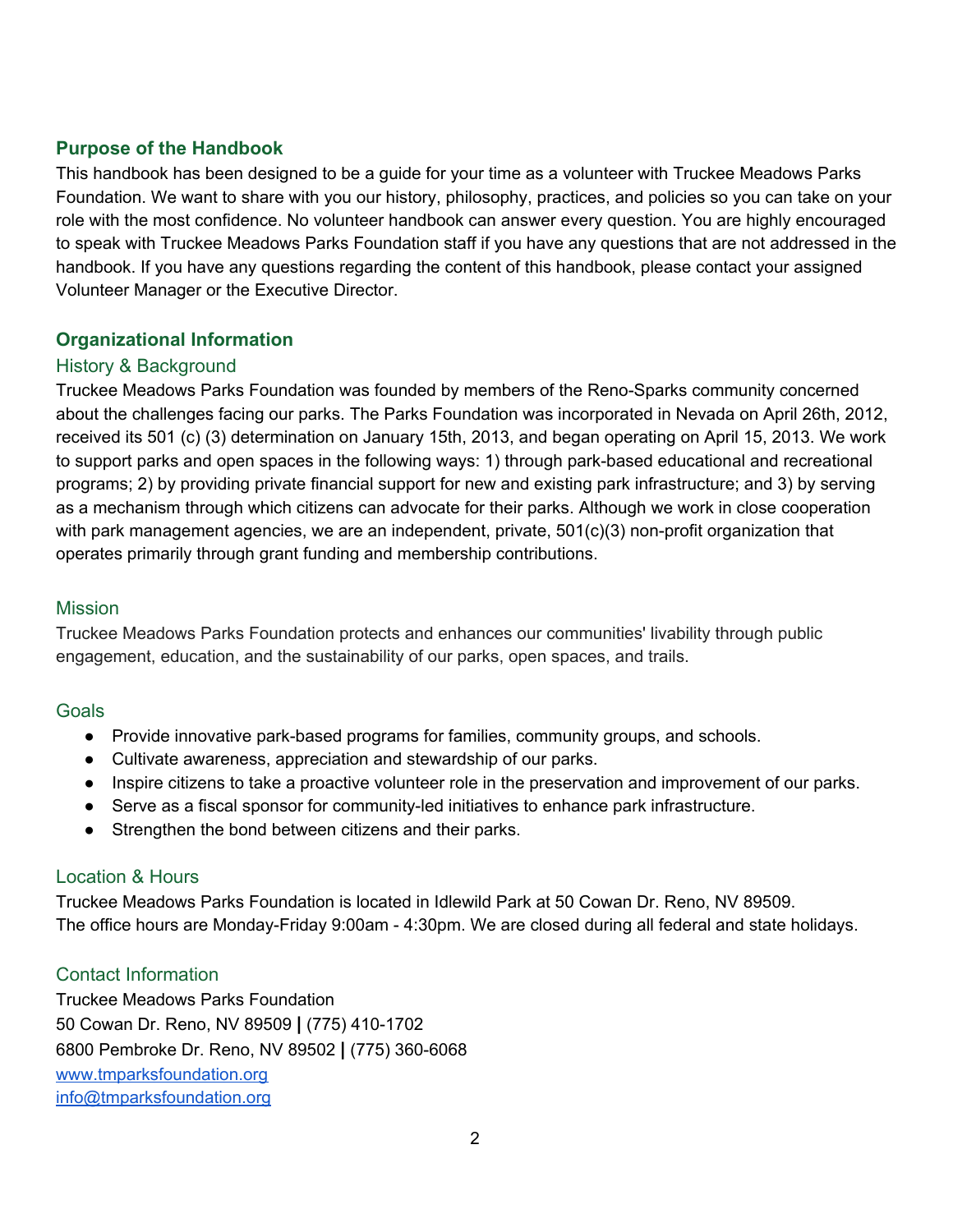## Purpose of the Handbook

This handbook has been designed to be a guide for your time as a volunteer with Truckee Meadows Parks Foundation. We want to share with you our history, philosophy, practices, and policies so you can take on your role with the most confidence. No volunteer handbook can answer every question. You are highly encouraged to speak with Truckee Meadows Parks Foundation staff if you have any questions that are not addressed in the handbook. If you have any questions regarding the content of this handbook, please contact your assigned Volunteer Manager or the Executive Director.

## Organizational Information

### History & Background

Truckee Meadows Parks Foundation was founded by members of the Reno-Sparks community concerned about the challenges facing our parks. The Parks Foundation was incorporated in Nevada on April 26th, 2012, received its 501 (c) (3) determination on January 15th, 2013, and began operating on April 15, 2013. We work to support parks and open spaces in the following ways: 1) through park-based educational and recreational programs; 2) by providing private financial support for new and existing park infrastructure; and 3) by serving as a mechanism through which citizens can advocate for their parks. Although we work in close cooperation with park management agencies, we are an independent, private, 501(c)(3) non-profit organization that operates primarily through grant funding and membership contributions.

### Mission

Truckee Meadows Parks Foundation protects and enhances our communities' livability through public engagement, education, and the sustainability of our parks, open spaces, and trails.

### Goals

- Provide innovative park-based programs for families, community groups, and schools.
- Cultivate awareness, appreciation and stewardship of our parks.
- Inspire citizens to take a proactive volunteer role in the preservation and improvement of our parks.
- Serve as a fiscal sponsor for community-led initiatives to enhance park infrastructure.
- Strengthen the bond between citizens and their parks.

### Location & Hours

Truckee Meadows Parks Foundation is located in Idlewild Park at 50 Cowan Dr. Reno, NV 89509.
The office hours are Monday-Friday 9:00am - 4:30pm. We are closed during all federal and state holidays.

### Contact Information

Truckee Meadows Parks Foundation
50 Cowan Dr. Reno, NV 89509 **|** (775) 410-1702
6800 Pembroke Dr. Reno, NV 89502 **|** (775) 360-6068
[www.tmparksfoundation.org](http://www.tmparksfoundation.org)
[info@tmparksfoundation.org](mailto:info@tmparksfoundation.org)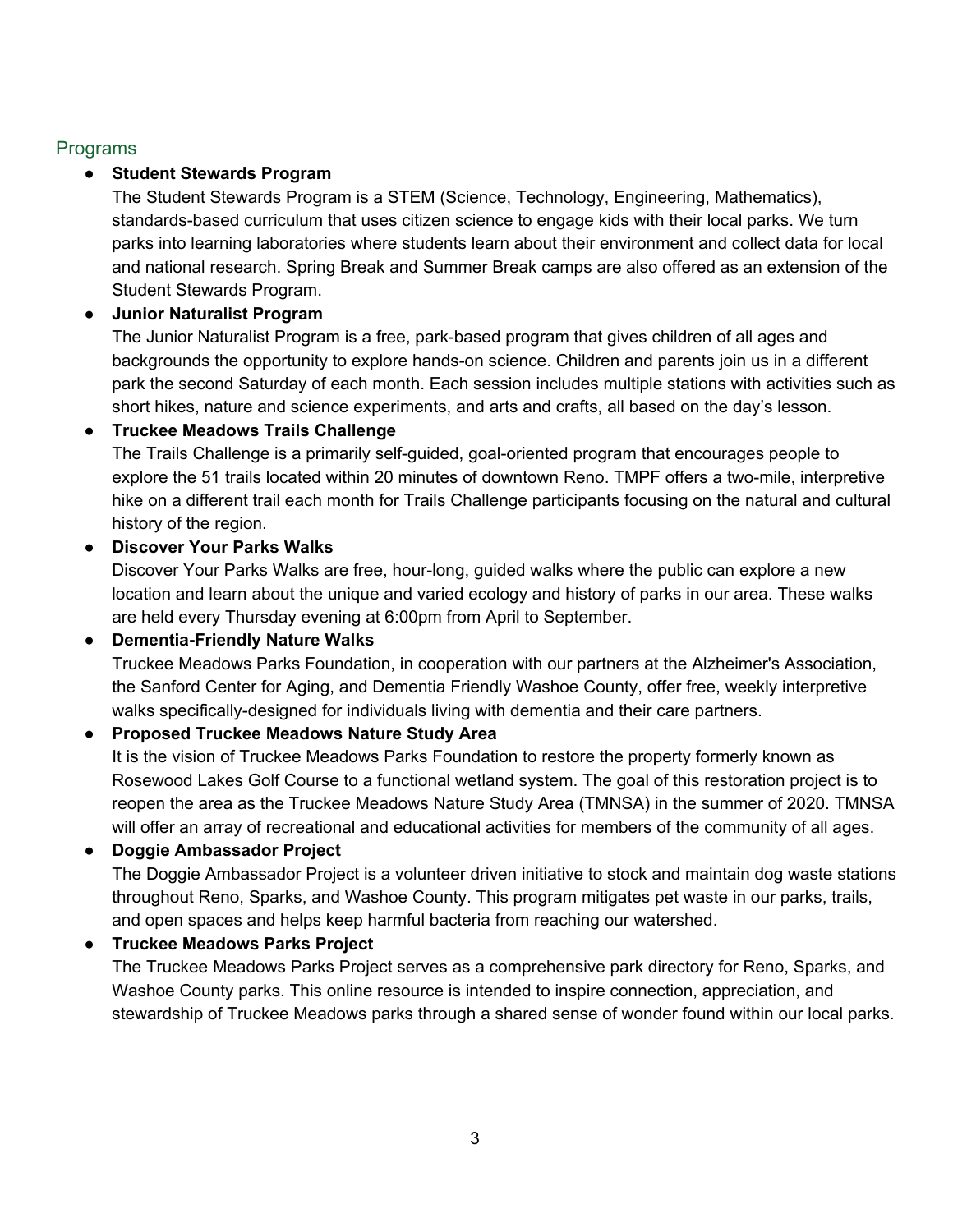## Programs

- **Student Stewards Program**
  The Student Stewards Program is a STEM (Science, Technology, Engineering, Mathematics), standards-based curriculum that uses citizen science to engage kids with their local parks. We turn parks into learning laboratories where students learn about their environment and collect data for local and national research. Spring Break and Summer Break camps are also offered as an extension of the Student Stewards Program.
- **Junior Naturalist Program**
  The Junior Naturalist Program is a free, park-based program that gives children of all ages and backgrounds the opportunity to explore hands-on science. Children and parents join us in a different park the second Saturday of each month. Each session includes multiple stations with activities such as short hikes, nature and science experiments, and arts and crafts, all based on the day's lesson.
- **Truckee Meadows Trails Challenge**
  The Trails Challenge is a primarily self-guided, goal-oriented program that encourages people to explore the 51 trails located within 20 minutes of downtown Reno. TMPF offers a two-mile, interpretive hike on a different trail each month for Trails Challenge participants focusing on the natural and cultural history of the region.
- **Discover Your Parks Walks**
  Discover Your Parks Walks are free, hour-long, guided walks where the public can explore a new location and learn about the unique and varied ecology and history of parks in our area. These walks are held every Thursday evening at 6:00pm from April to September.
- **Dementia-Friendly Nature Walks**
  Truckee Meadows Parks Foundation, in cooperation with our partners at the Alzheimer's Association, the Sanford Center for Aging, and Dementia Friendly Washoe County, offer free, weekly interpretive walks specifically-designed for individuals living with dementia and their care partners.
- **Proposed Truckee Meadows Nature Study Area**
  It is the vision of Truckee Meadows Parks Foundation to restore the property formerly known as Rosewood Lakes Golf Course to a functional wetland system. The goal of this restoration project is to reopen the area as the Truckee Meadows Nature Study Area (TMNSA) in the summer of 2020. TMNSA will offer an array of recreational and educational activities for members of the community of all ages.
- **Doggie Ambassador Project**
  The Doggie Ambassador Project is a volunteer driven initiative to stock and maintain dog waste stations throughout Reno, Sparks, and Washoe County. This program mitigates pet waste in our parks, trails, and open spaces and helps keep harmful bacteria from reaching our watershed.
- **Truckee Meadows Parks Project**
  The Truckee Meadows Parks Project serves as a comprehensive park directory for Reno, Sparks, and Washoe County parks. This online resource is intended to inspire connection, appreciation, and stewardship of Truckee Meadows parks through a shared sense of wonder found within our local parks.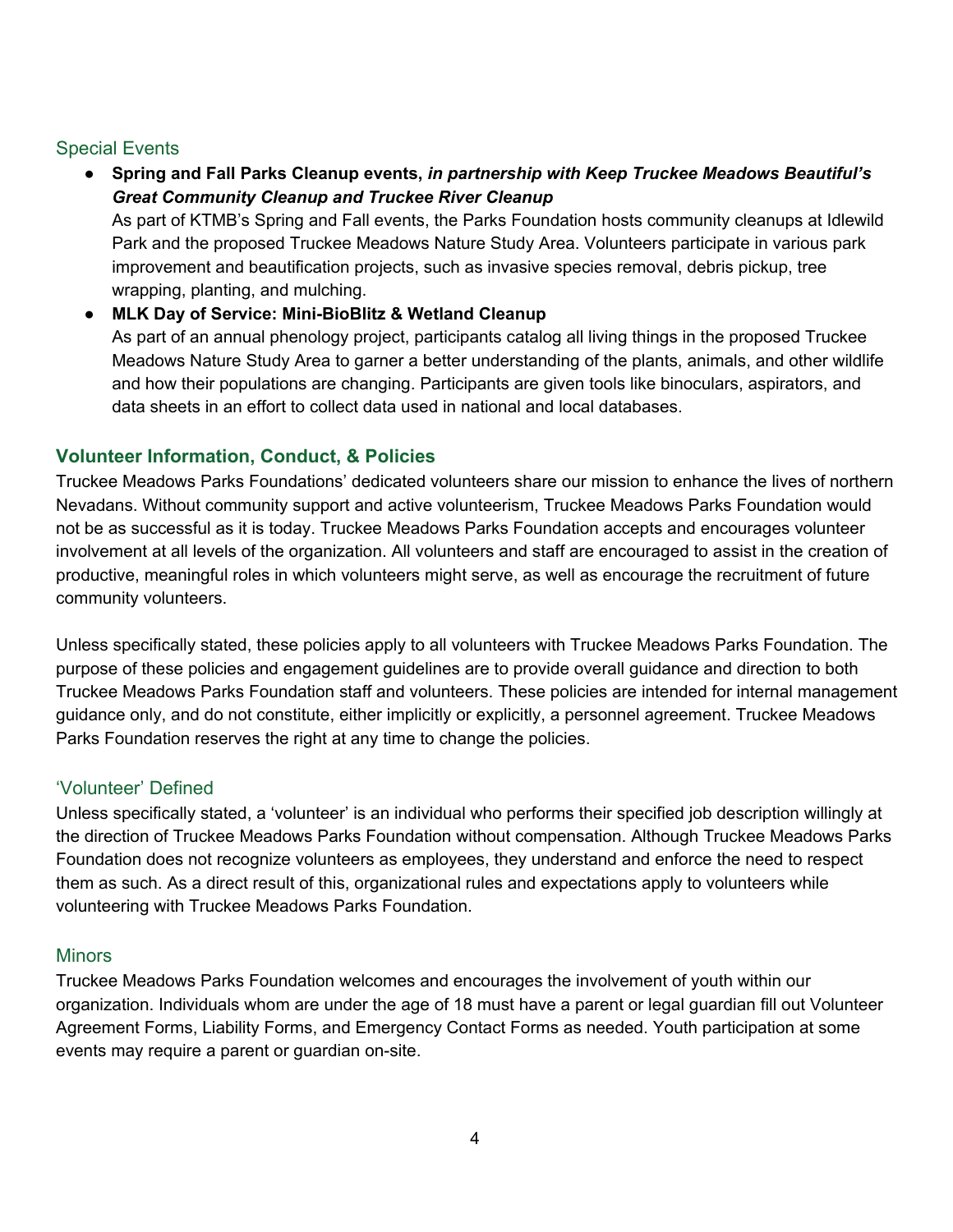### Special Events

- **Spring and Fall Parks Cleanup events, *in partnership with Keep Truckee Meadows Beautiful's Great Community Cleanup and Truckee River Cleanup***
  As part of KTMB's Spring and Fall events, the Parks Foundation hosts community cleanups at Idlewild Park and the proposed Truckee Meadows Nature Study Area. Volunteers participate in various park improvement and beautification projects, such as invasive species removal, debris pickup, tree wrapping, planting, and mulching.
- **MLK Day of Service: Mini-BioBlitz & Wetland Cleanup**
  As part of an annual phenology project, participants catalog all living things in the proposed Truckee Meadows Nature Study Area to garner a better understanding of the plants, animals, and other wildlife and how their populations are changing. Participants are given tools like binoculars, aspirators, and data sheets in an effort to collect data used in national and local databases.

## Volunteer Information, Conduct, & Policies

Truckee Meadows Parks Foundations' dedicated volunteers share our mission to enhance the lives of northern Nevadans. Without community support and active volunteerism, Truckee Meadows Parks Foundation would not be as successful as it is today. Truckee Meadows Parks Foundation accepts and encourages volunteer involvement at all levels of the organization. All volunteers and staff are encouraged to assist in the creation of productive, meaningful roles in which volunteers might serve, as well as encourage the recruitment of future community volunteers.

Unless specifically stated, these policies apply to all volunteers with Truckee Meadows Parks Foundation. The purpose of these policies and engagement guidelines are to provide overall guidance and direction to both Truckee Meadows Parks Foundation staff and volunteers. These policies are intended for internal management guidance only, and do not constitute, either implicitly or explicitly, a personnel agreement. Truckee Meadows Parks Foundation reserves the right at any time to change the policies.

### 'Volunteer' Defined

Unless specifically stated, a 'volunteer' is an individual who performs their specified job description willingly at the direction of Truckee Meadows Parks Foundation without compensation. Although Truckee Meadows Parks Foundation does not recognize volunteers as employees, they understand and enforce the need to respect them as such. As a direct result of this, organizational rules and expectations apply to volunteers while volunteering with Truckee Meadows Parks Foundation.

### Minors

Truckee Meadows Parks Foundation welcomes and encourages the involvement of youth within our organization. Individuals whom are under the age of 18 must have a parent or legal guardian fill out Volunteer Agreement Forms, Liability Forms, and Emergency Contact Forms as needed. Youth participation at some events may require a parent or guardian on-site.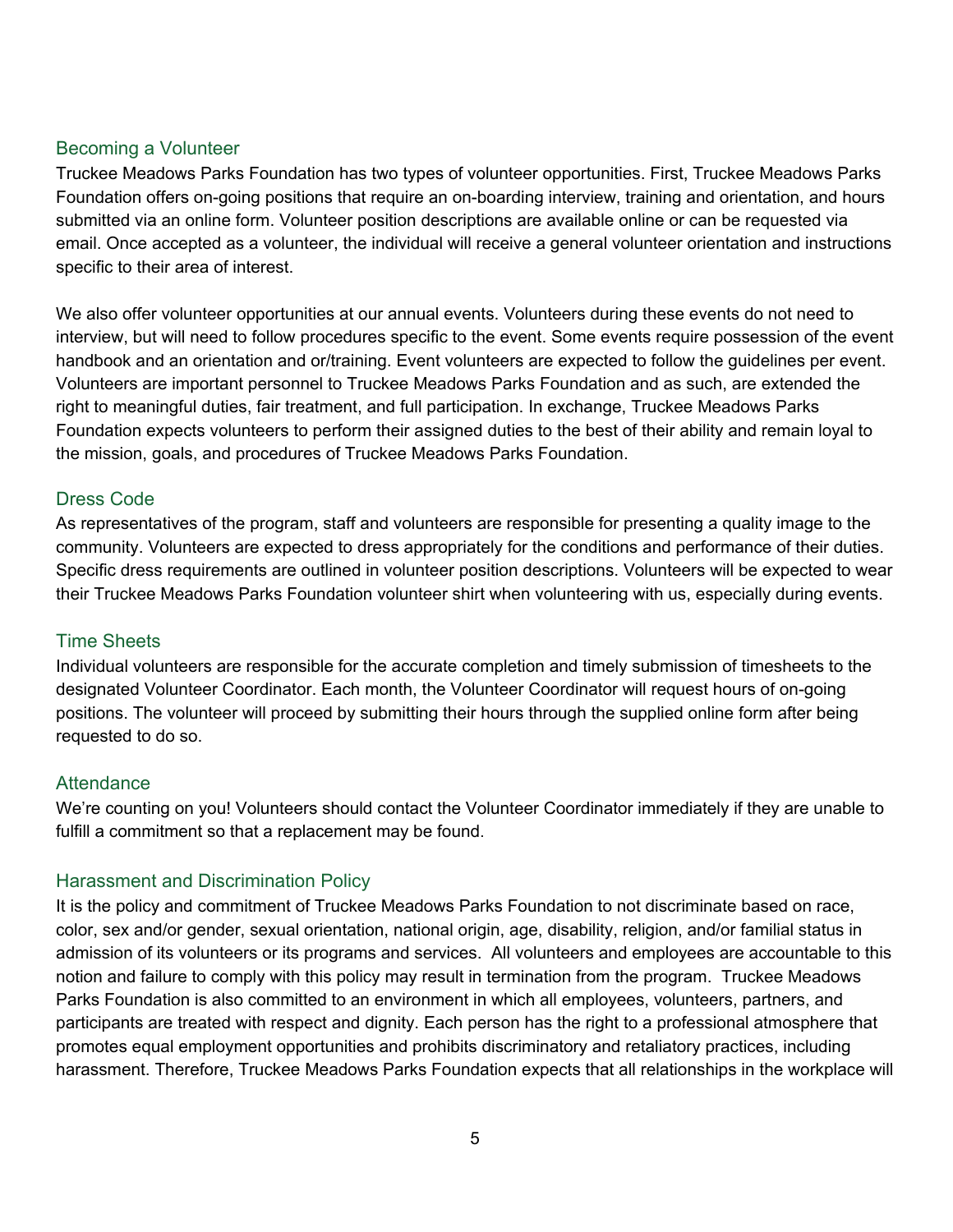## Becoming a Volunteer

Truckee Meadows Parks Foundation has two types of volunteer opportunities. First, Truckee Meadows Parks Foundation offers on-going positions that require an on-boarding interview, training and orientation, and hours submitted via an online form. Volunteer position descriptions are available online or can be requested via email. Once accepted as a volunteer, the individual will receive a general volunteer orientation and instructions specific to their area of interest.

We also offer volunteer opportunities at our annual events. Volunteers during these events do not need to interview, but will need to follow procedures specific to the event. Some events require possession of the event handbook and an orientation and or/training. Event volunteers are expected to follow the guidelines per event. Volunteers are important personnel to Truckee Meadows Parks Foundation and as such, are extended the right to meaningful duties, fair treatment, and full participation. In exchange, Truckee Meadows Parks Foundation expects volunteers to perform their assigned duties to the best of their ability and remain loyal to the mission, goals, and procedures of Truckee Meadows Parks Foundation.

## Dress Code

As representatives of the program, staff and volunteers are responsible for presenting a quality image to the community. Volunteers are expected to dress appropriately for the conditions and performance of their duties. Specific dress requirements are outlined in volunteer position descriptions. Volunteers will be expected to wear their Truckee Meadows Parks Foundation volunteer shirt when volunteering with us, especially during events.

## Time Sheets

Individual volunteers are responsible for the accurate completion and timely submission of timesheets to the designated Volunteer Coordinator. Each month, the Volunteer Coordinator will request hours of on-going positions. The volunteer will proceed by submitting their hours through the supplied online form after being requested to do so.

## Attendance

We're counting on you! Volunteers should contact the Volunteer Coordinator immediately if they are unable to fulfill a commitment so that a replacement may be found.

## Harassment and Discrimination Policy

It is the policy and commitment of Truckee Meadows Parks Foundation to not discriminate based on race, color, sex and/or gender, sexual orientation, national origin, age, disability, religion, and/or familial status in admission of its volunteers or its programs and services. All volunteers and employees are accountable to this notion and failure to comply with this policy may result in termination from the program. Truckee Meadows Parks Foundation is also committed to an environment in which all employees, volunteers, partners, and participants are treated with respect and dignity. Each person has the right to a professional atmosphere that promotes equal employment opportunities and prohibits discriminatory and retaliatory practices, including harassment. Therefore, Truckee Meadows Parks Foundation expects that all relationships in the workplace will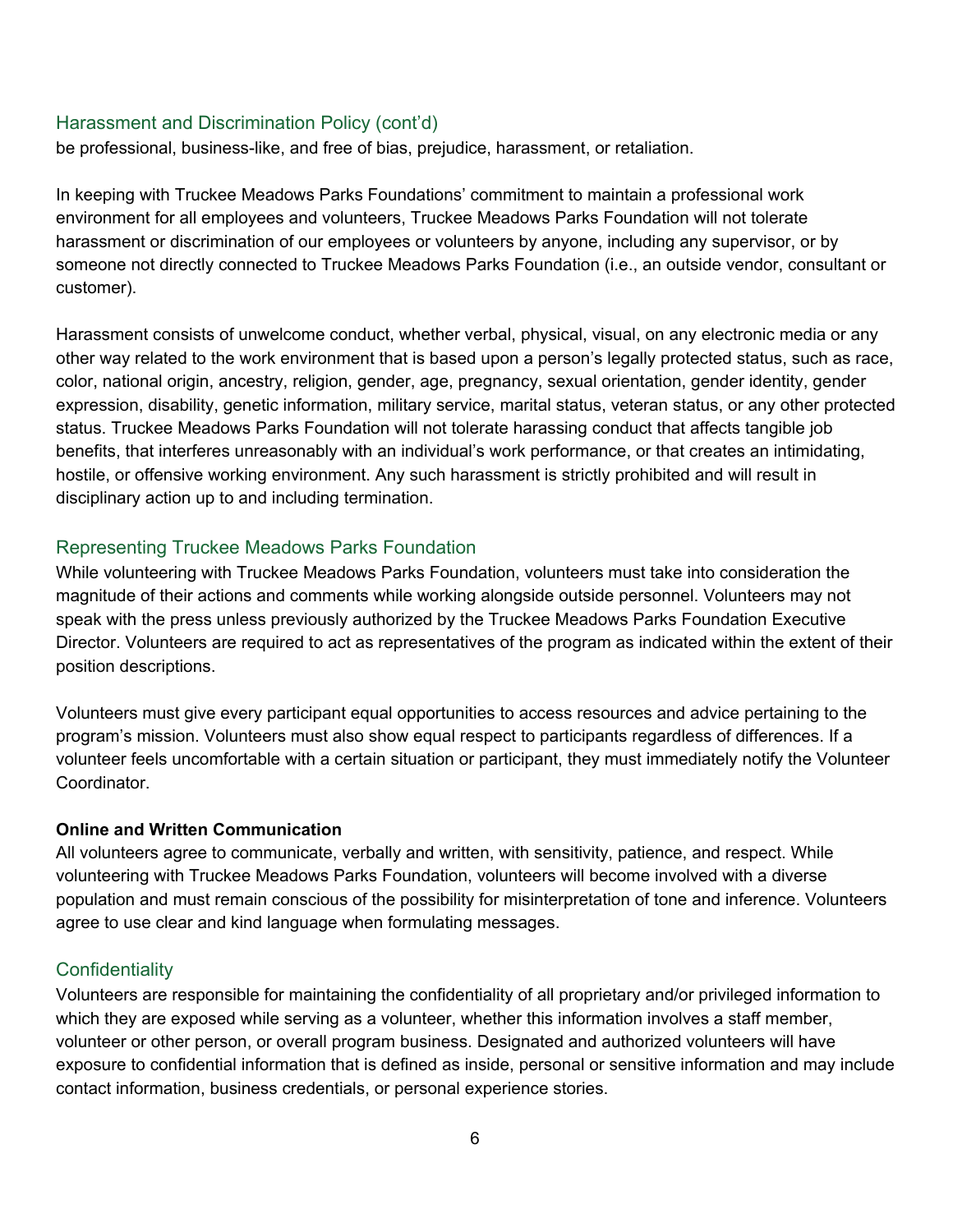## Harassment and Discrimination Policy (cont'd)

be professional, business-like, and free of bias, prejudice, harassment, or retaliation.

In keeping with Truckee Meadows Parks Foundations' commitment to maintain a professional work environment for all employees and volunteers, Truckee Meadows Parks Foundation will not tolerate harassment or discrimination of our employees or volunteers by anyone, including any supervisor, or by someone not directly connected to Truckee Meadows Parks Foundation (i.e., an outside vendor, consultant or customer).

Harassment consists of unwelcome conduct, whether verbal, physical, visual, on any electronic media or any other way related to the work environment that is based upon a person's legally protected status, such as race, color, national origin, ancestry, religion, gender, age, pregnancy, sexual orientation, gender identity, gender expression, disability, genetic information, military service, marital status, veteran status, or any other protected status. Truckee Meadows Parks Foundation will not tolerate harassing conduct that affects tangible job benefits, that interferes unreasonably with an individual's work performance, or that creates an intimidating, hostile, or offensive working environment. Any such harassment is strictly prohibited and will result in disciplinary action up to and including termination.

## Representing Truckee Meadows Parks Foundation

While volunteering with Truckee Meadows Parks Foundation, volunteers must take into consideration the magnitude of their actions and comments while working alongside outside personnel. Volunteers may not speak with the press unless previously authorized by the Truckee Meadows Parks Foundation Executive Director. Volunteers are required to act as representatives of the program as indicated within the extent of their position descriptions.

Volunteers must give every participant equal opportunities to access resources and advice pertaining to the program's mission. Volunteers must also show equal respect to participants regardless of differences. If a volunteer feels uncomfortable with a certain situation or participant, they must immediately notify the Volunteer Coordinator.

**Online and Written Communication**

All volunteers agree to communicate, verbally and written, with sensitivity, patience, and respect. While volunteering with Truckee Meadows Parks Foundation, volunteers will become involved with a diverse population and must remain conscious of the possibility for misinterpretation of tone and inference. Volunteers agree to use clear and kind language when formulating messages.

## Confidentiality

Volunteers are responsible for maintaining the confidentiality of all proprietary and/or privileged information to which they are exposed while serving as a volunteer, whether this information involves a staff member, volunteer or other person, or overall program business. Designated and authorized volunteers will have exposure to confidential information that is defined as inside, personal or sensitive information and may include contact information, business credentials, or personal experience stories.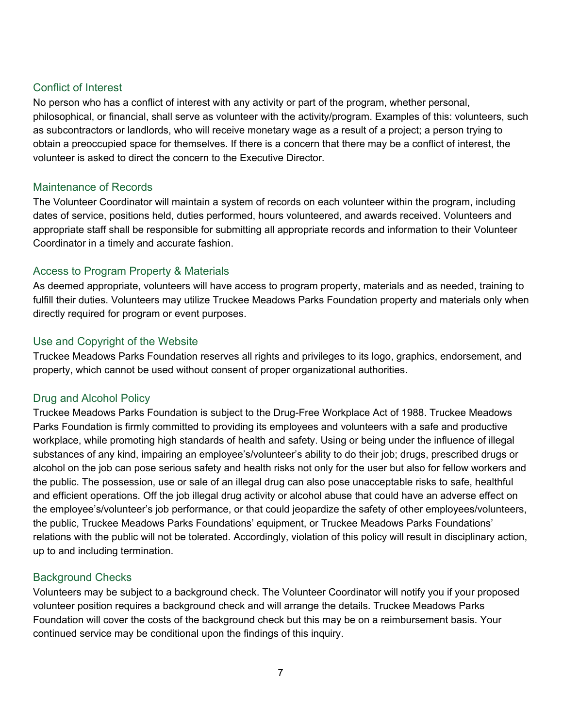## Conflict of Interest

No person who has a conflict of interest with any activity or part of the program, whether personal, philosophical, or financial, shall serve as volunteer with the activity/program. Examples of this: volunteers, such as subcontractors or landlords, who will receive monetary wage as a result of a project; a person trying to obtain a preoccupied space for themselves. If there is a concern that there may be a conflict of interest, the volunteer is asked to direct the concern to the Executive Director.

## Maintenance of Records

The Volunteer Coordinator will maintain a system of records on each volunteer within the program, including dates of service, positions held, duties performed, hours volunteered, and awards received. Volunteers and appropriate staff shall be responsible for submitting all appropriate records and information to their Volunteer Coordinator in a timely and accurate fashion.

## Access to Program Property & Materials

As deemed appropriate, volunteers will have access to program property, materials and as needed, training to fulfill their duties. Volunteers may utilize Truckee Meadows Parks Foundation property and materials only when directly required for program or event purposes.

## Use and Copyright of the Website

Truckee Meadows Parks Foundation reserves all rights and privileges to its logo, graphics, endorsement, and property, which cannot be used without consent of proper organizational authorities.

## Drug and Alcohol Policy

Truckee Meadows Parks Foundation is subject to the Drug-Free Workplace Act of 1988. Truckee Meadows Parks Foundation is firmly committed to providing its employees and volunteers with a safe and productive workplace, while promoting high standards of health and safety. Using or being under the influence of illegal substances of any kind, impairing an employee's/volunteer's ability to do their job; drugs, prescribed drugs or alcohol on the job can pose serious safety and health risks not only for the user but also for fellow workers and the public. The possession, use or sale of an illegal drug can also pose unacceptable risks to safe, healthful and efficient operations. Off the job illegal drug activity or alcohol abuse that could have an adverse effect on the employee's/volunteer's job performance, or that could jeopardize the safety of other employees/volunteers, the public, Truckee Meadows Parks Foundations' equipment, or Truckee Meadows Parks Foundations' relations with the public will not be tolerated. Accordingly, violation of this policy will result in disciplinary action, up to and including termination.

## Background Checks

Volunteers may be subject to a background check. The Volunteer Coordinator will notify you if your proposed volunteer position requires a background check and will arrange the details. Truckee Meadows Parks Foundation will cover the costs of the background check but this may be on a reimbursement basis. Your continued service may be conditional upon the findings of this inquiry.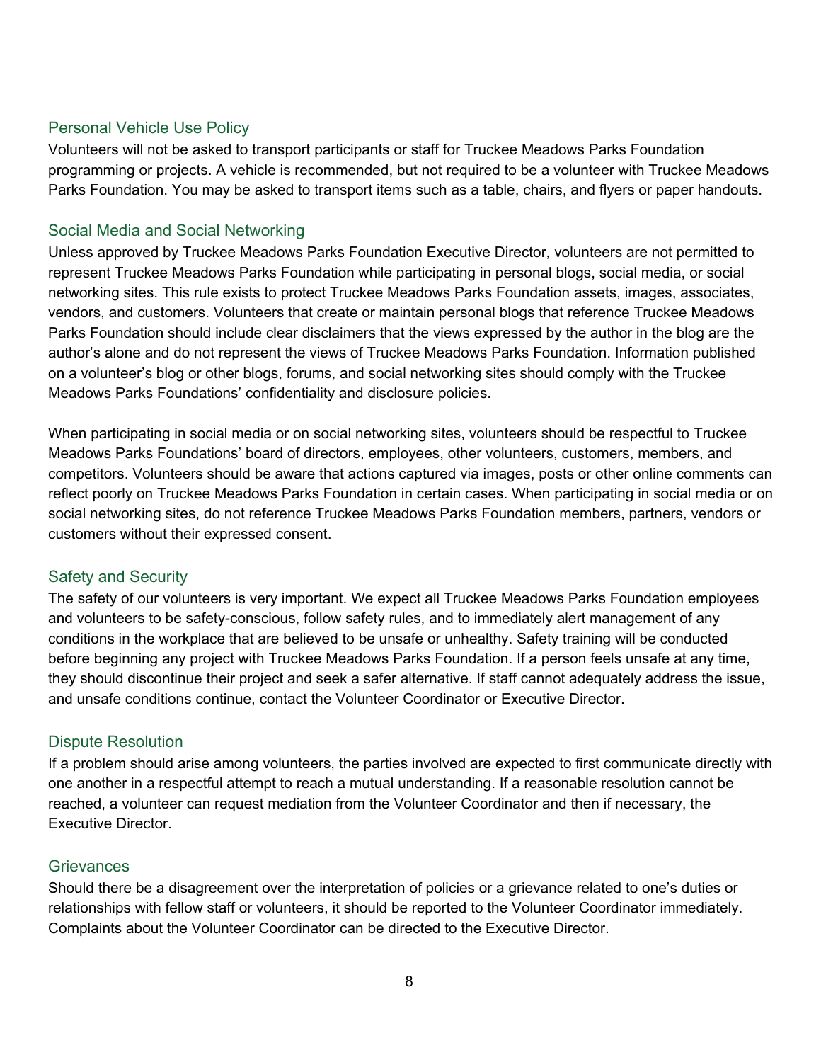## Personal Vehicle Use Policy

Volunteers will not be asked to transport participants or staff for Truckee Meadows Parks Foundation programming or projects. A vehicle is recommended, but not required to be a volunteer with Truckee Meadows Parks Foundation. You may be asked to transport items such as a table, chairs, and flyers or paper handouts.

## Social Media and Social Networking

Unless approved by Truckee Meadows Parks Foundation Executive Director, volunteers are not permitted to represent Truckee Meadows Parks Foundation while participating in personal blogs, social media, or social networking sites. This rule exists to protect Truckee Meadows Parks Foundation assets, images, associates, vendors, and customers. Volunteers that create or maintain personal blogs that reference Truckee Meadows Parks Foundation should include clear disclaimers that the views expressed by the author in the blog are the author's alone and do not represent the views of Truckee Meadows Parks Foundation. Information published on a volunteer's blog or other blogs, forums, and social networking sites should comply with the Truckee Meadows Parks Foundations' confidentiality and disclosure policies.

When participating in social media or on social networking sites, volunteers should be respectful to Truckee Meadows Parks Foundations' board of directors, employees, other volunteers, customers, members, and competitors. Volunteers should be aware that actions captured via images, posts or other online comments can reflect poorly on Truckee Meadows Parks Foundation in certain cases. When participating in social media or on social networking sites, do not reference Truckee Meadows Parks Foundation members, partners, vendors or customers without their expressed consent.

## Safety and Security

The safety of our volunteers is very important. We expect all Truckee Meadows Parks Foundation employees and volunteers to be safety-conscious, follow safety rules, and to immediately alert management of any conditions in the workplace that are believed to be unsafe or unhealthy. Safety training will be conducted before beginning any project with Truckee Meadows Parks Foundation. If a person feels unsafe at any time, they should discontinue their project and seek a safer alternative. If staff cannot adequately address the issue, and unsafe conditions continue, contact the Volunteer Coordinator or Executive Director.

## Dispute Resolution

If a problem should arise among volunteers, the parties involved are expected to first communicate directly with one another in a respectful attempt to reach a mutual understanding. If a reasonable resolution cannot be reached, a volunteer can request mediation from the Volunteer Coordinator and then if necessary, the Executive Director.

## Grievances

Should there be a disagreement over the interpretation of policies or a grievance related to one's duties or relationships with fellow staff or volunteers, it should be reported to the Volunteer Coordinator immediately. Complaints about the Volunteer Coordinator can be directed to the Executive Director.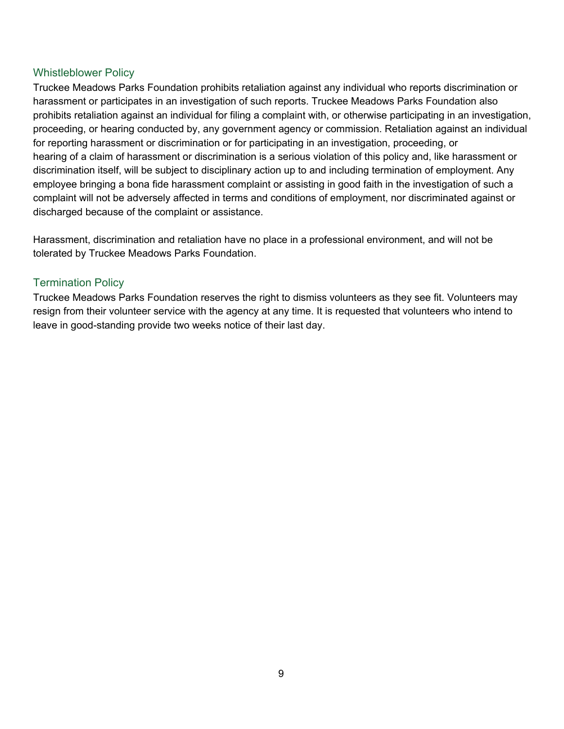## Whistleblower Policy

Truckee Meadows Parks Foundation prohibits retaliation against any individual who reports discrimination or harassment or participates in an investigation of such reports. Truckee Meadows Parks Foundation also prohibits retaliation against an individual for filing a complaint with, or otherwise participating in an investigation, proceeding, or hearing conducted by, any government agency or commission. Retaliation against an individual for reporting harassment or discrimination or for participating in an investigation, proceeding, or hearing of a claim of harassment or discrimination is a serious violation of this policy and, like harassment or discrimination itself, will be subject to disciplinary action up to and including termination of employment. Any employee bringing a bona fide harassment complaint or assisting in good faith in the investigation of such a complaint will not be adversely affected in terms and conditions of employment, nor discriminated against or discharged because of the complaint or assistance.

Harassment, discrimination and retaliation have no place in a professional environment, and will not be tolerated by Truckee Meadows Parks Foundation.

## Termination Policy

Truckee Meadows Parks Foundation reserves the right to dismiss volunteers as they see fit. Volunteers may resign from their volunteer service with the agency at any time. It is requested that volunteers who intend to leave in good-standing provide two weeks notice of their last day.